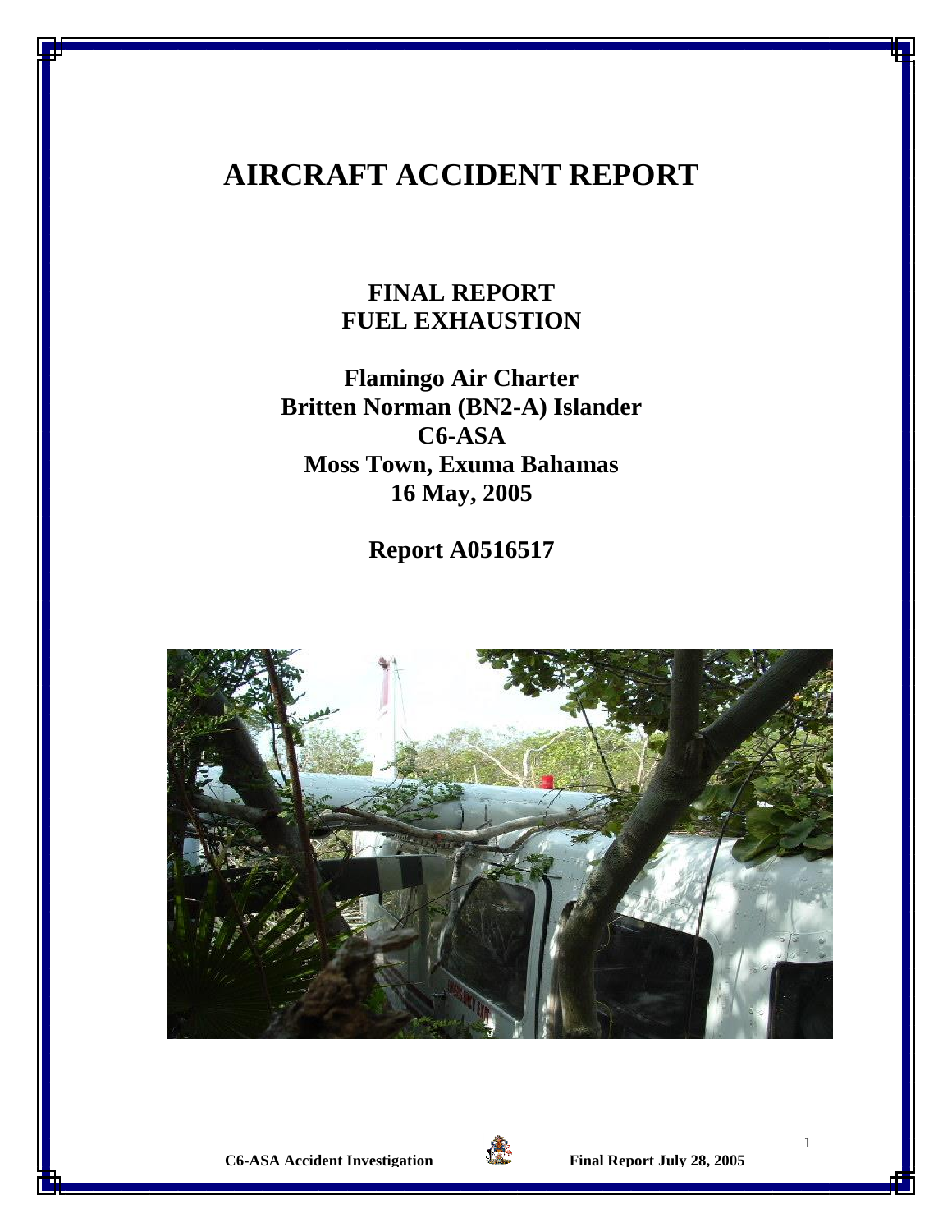# AIRCRAFT ACCIDENT REPORT

## FINAL REPORT
## FUEL EXHAUSTION

**Flamingo Air Charter**
**Britten Norman (BN2-A) Islander**
**C6-ASA**
**Moss Town, Exuma Bahamas**
**16 May, 2005**

**Report A0516517**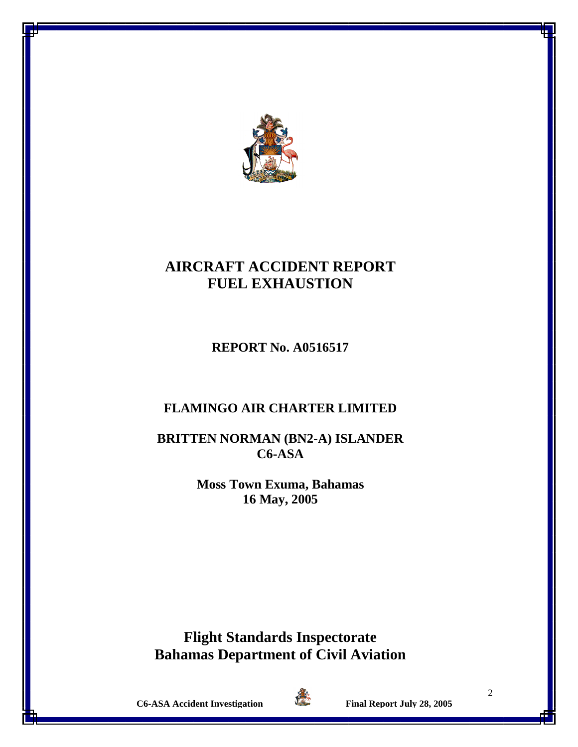# AIRCRAFT ACCIDENT REPORT
# FUEL EXHAUSTION

**REPORT No. A0516517**

**FLAMINGO AIR CHARTER LIMITED**

**BRITTEN NORMAN (BN2-A) ISLANDER**
**C6-ASA**

**Moss Town Exuma, Bahamas**
**16 May, 2005**

## Flight Standards Inspectorate
## Bahamas Department of Civil Aviation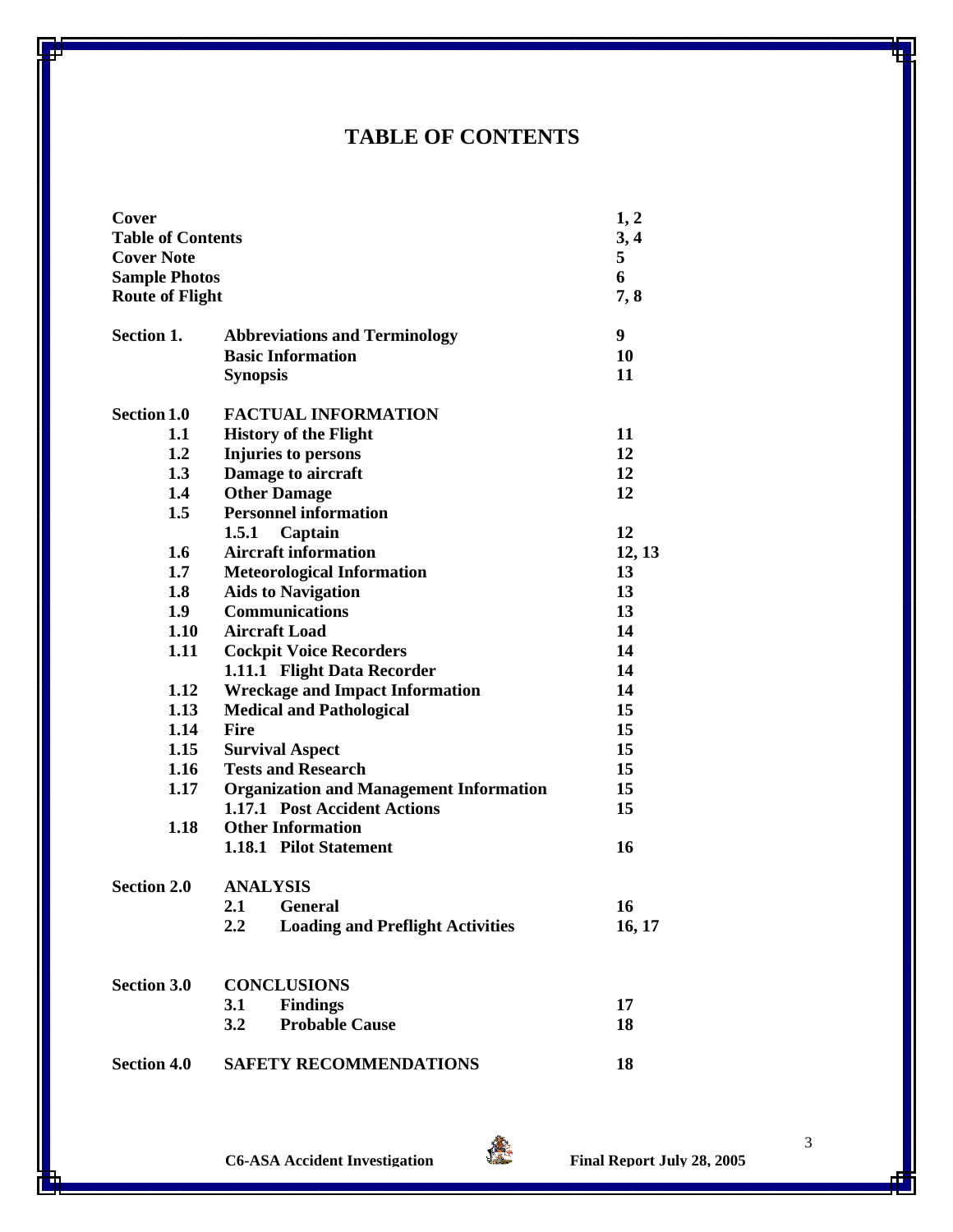# TABLE OF CONTENTS

| | | |
|---|---|---|
| **Cover** | | **1, 2** |
| **Table of Contents** | | **3, 4** |
| **Cover Note** | | **5** |
| **Sample Photos** | | **6** |
| **Route of Flight** | | **7, 8** |
| **Section 1.** | **Abbreviations and Terminology** | **9** |
| | **Basic Information** | **10** |
| | **Synopsis** | **11** |
| **Section 1.0** | **FACTUAL INFORMATION** | |
| **1.1** | **History of the Flight** | **11** |
| **1.2** | **Injuries to persons** | **12** |
| **1.3** | **Damage to aircraft** | **12** |
| **1.4** | **Other Damage** | **12** |
| **1.5** | **Personnel information** | |
| | **1.5.1 Captain** | **12** |
| **1.6** | **Aircraft information** | **12, 13** |
| **1.7** | **Meteorological Information** | **13** |
| **1.8** | **Aids to Navigation** | **13** |
| **1.9** | **Communications** | **13** |
| **1.10** | **Aircraft Load** | **14** |
| **1.11** | **Cockpit Voice Recorders** | **14** |
| | **1.11.1 Flight Data Recorder** | **14** |
| **1.12** | **Wreckage and Impact Information** | **14** |
| **1.13** | **Medical and Pathological** | **15** |
| **1.14** | **Fire** | **15** |
| **1.15** | **Survival Aspect** | **15** |
| **1.16** | **Tests and Research** | **15** |
| **1.17** | **Organization and Management Information** | **15** |
| | **1.17.1 Post Accident Actions** | **15** |
| **1.18** | **Other Information** | |
| | **1.18.1 Pilot Statement** | **16** |
| **Section 2.0** | **ANALYSIS** | |
| | **2.1 General** | **16** |
| | **2.2 Loading and Preflight Activities** | **16, 17** |
| **Section 3.0** | **CONCLUSIONS** | |
| | **3.1 Findings** | **17** |
| | **3.2 Probable Cause** | **18** |
| **Section 4.0** | **SAFETY RECOMMENDATIONS** | **18** |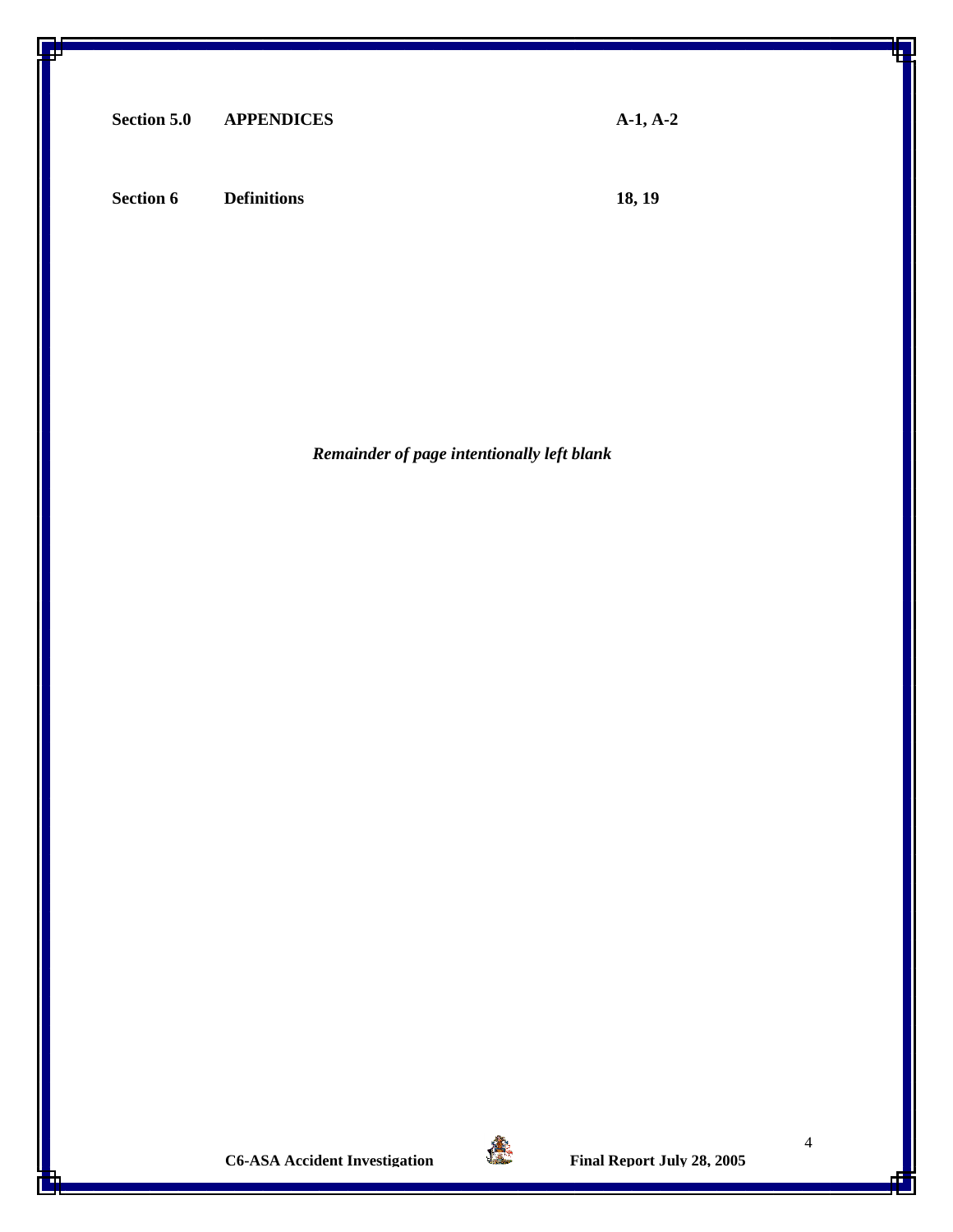| | | |
|---|---|---|
| **Section 5.0** | **APPENDICES** | **A-1, A-2** |
| **Section 6** | **Definitions** | **18, 19** |

***Remainder of page intentionally left blank***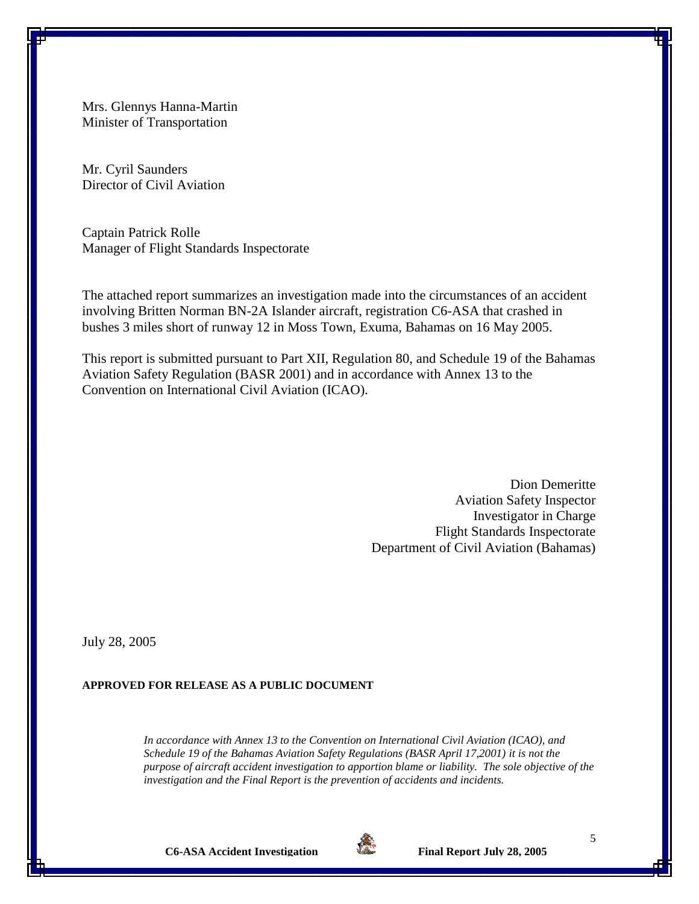Mrs. Glennys Hanna-Martin
Minister of Transportation

Mr. Cyril Saunders
Director of Civil Aviation

Captain Patrick Rolle
Manager of Flight Standards Inspectorate

The attached report summarizes an investigation made into the circumstances of an accident involving Britten Norman BN-2A Islander aircraft, registration C6-ASA that crashed in bushes 3 miles short of runway 12 in Moss Town, Exuma, Bahamas on 16 May 2005.

This report is submitted pursuant to Part XII, Regulation 80, and Schedule 19 of the Bahamas Aviation Safety Regulation (BASR 2001) and in accordance with Annex 13 to the Convention on International Civil Aviation (ICAO).

Dion Demeritte
Aviation Safety Inspector
Investigator in Charge
Flight Standards Inspectorate
Department of Civil Aviation (Bahamas)

July 28, 2005

**APPROVED FOR RELEASE AS A PUBLIC DOCUMENT**

*In accordance with Annex 13 to the Convention on International Civil Aviation (ICAO), and Schedule 19 of the Bahamas Aviation Safety Regulations (BASR April 17,2001) it is not the purpose of aircraft accident investigation to apportion blame or liability. The sole objective of the investigation and the Final Report is the prevention of accidents and incidents.*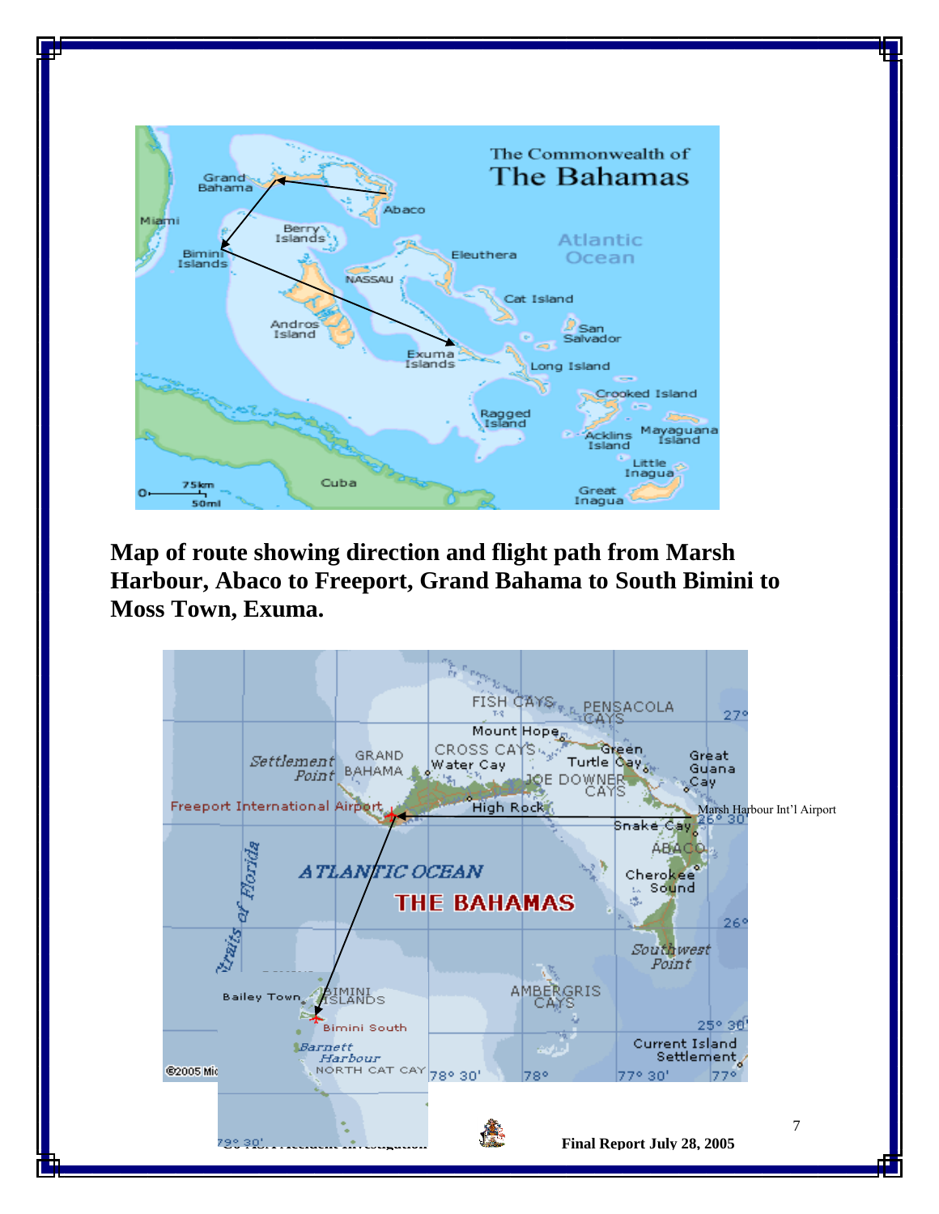**Map of route showing direction and flight path from Marsh Harbour, Abaco to Freeport, Grand Bahama to South Bimini to Moss Town, Exuma.**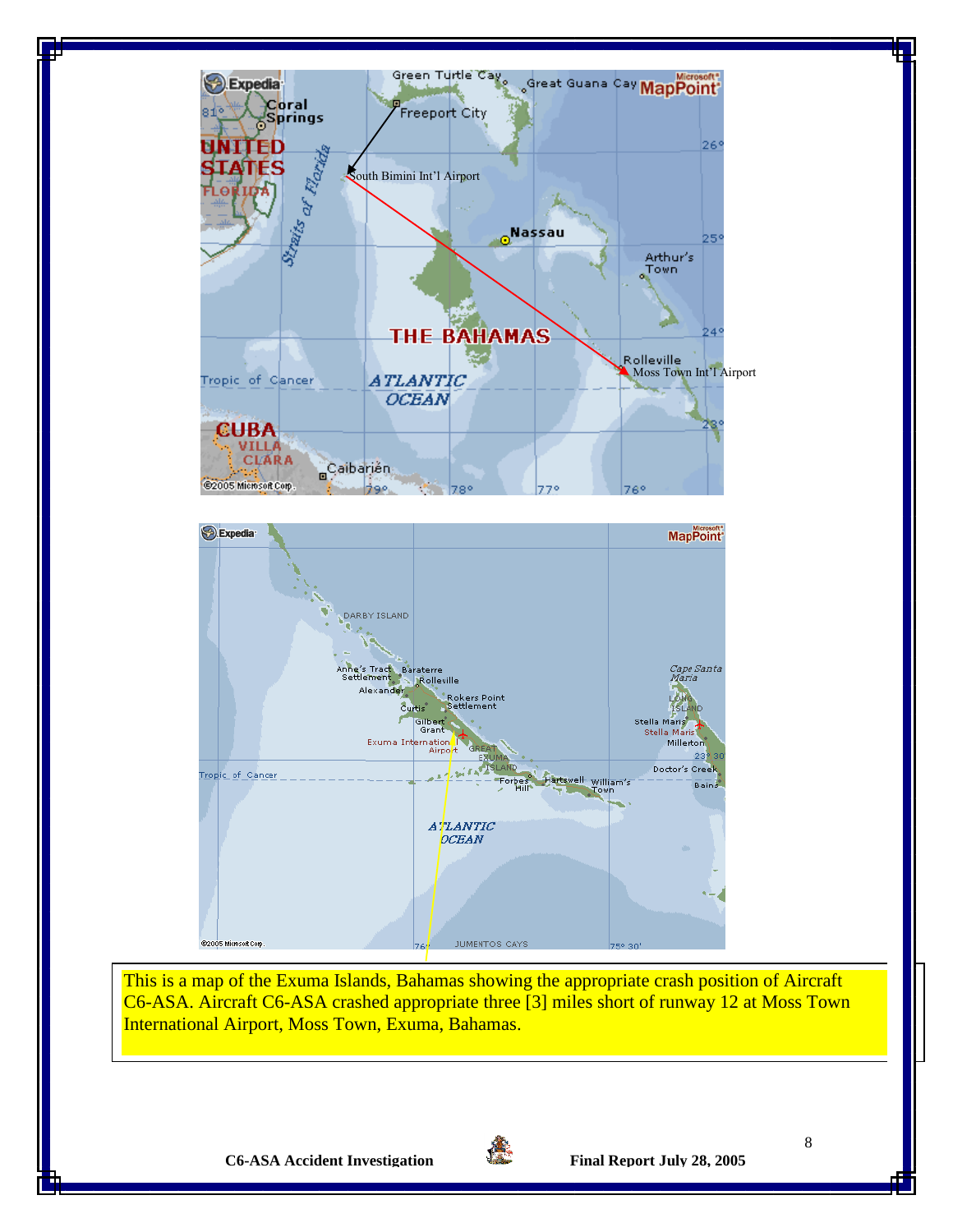This is a map of the Exuma Islands, Bahamas showing the appropriate crash position of Aircraft C6-ASA. Aircraft C6-ASA crashed appropriate three [3] miles short of runway 12 at Moss Town International Airport, Moss Town, Exuma, Bahamas.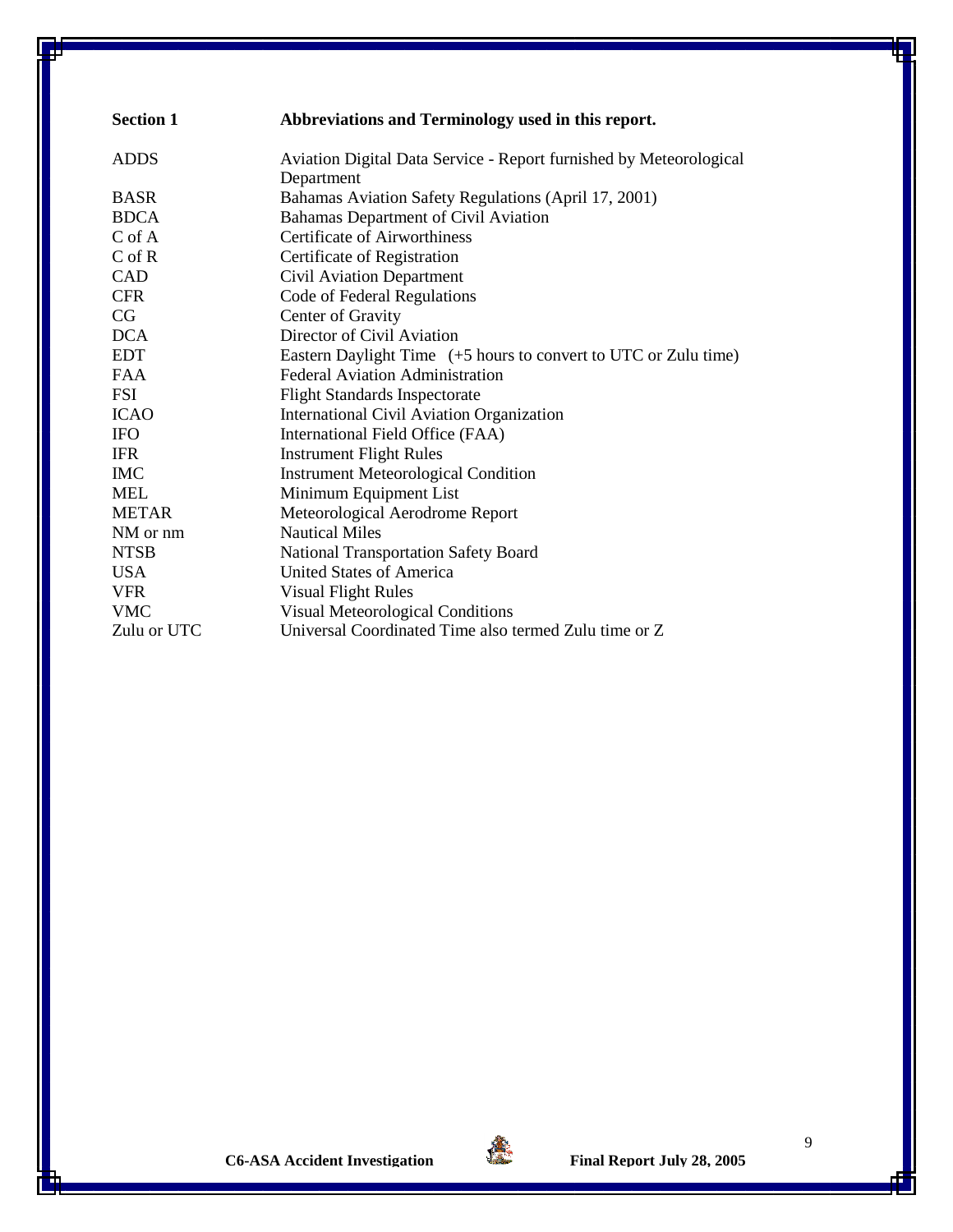## Section 1 Abbreviations and Terminology used in this report.

| | |
|---|---|
| ADDS | Aviation Digital Data Service - Report furnished by Meteorological Department |
| BASR | Bahamas Aviation Safety Regulations (April 17, 2001) |
| BDCA | Bahamas Department of Civil Aviation |
| C of A | Certificate of Airworthiness |
| C of R | Certificate of Registration |
| CAD | Civil Aviation Department |
| CFR | Code of Federal Regulations |
| CG | Center of Gravity |
| DCA | Director of Civil Aviation |
| EDT | Eastern Daylight Time (+5 hours to convert to UTC or Zulu time) |
| FAA | Federal Aviation Administration |
| FSI | Flight Standards Inspectorate |
| ICAO | International Civil Aviation Organization |
| IFO | International Field Office (FAA) |
| IFR | Instrument Flight Rules |
| IMC | Instrument Meteorological Condition |
| MEL | Minimum Equipment List |
| METAR | Meteorological Aerodrome Report |
| NM or nm | Nautical Miles |
| NTSB | National Transportation Safety Board |
| USA | United States of America |
| VFR | Visual Flight Rules |
| VMC | Visual Meteorological Conditions |
| Zulu or UTC | Universal Coordinated Time also termed Zulu time or Z |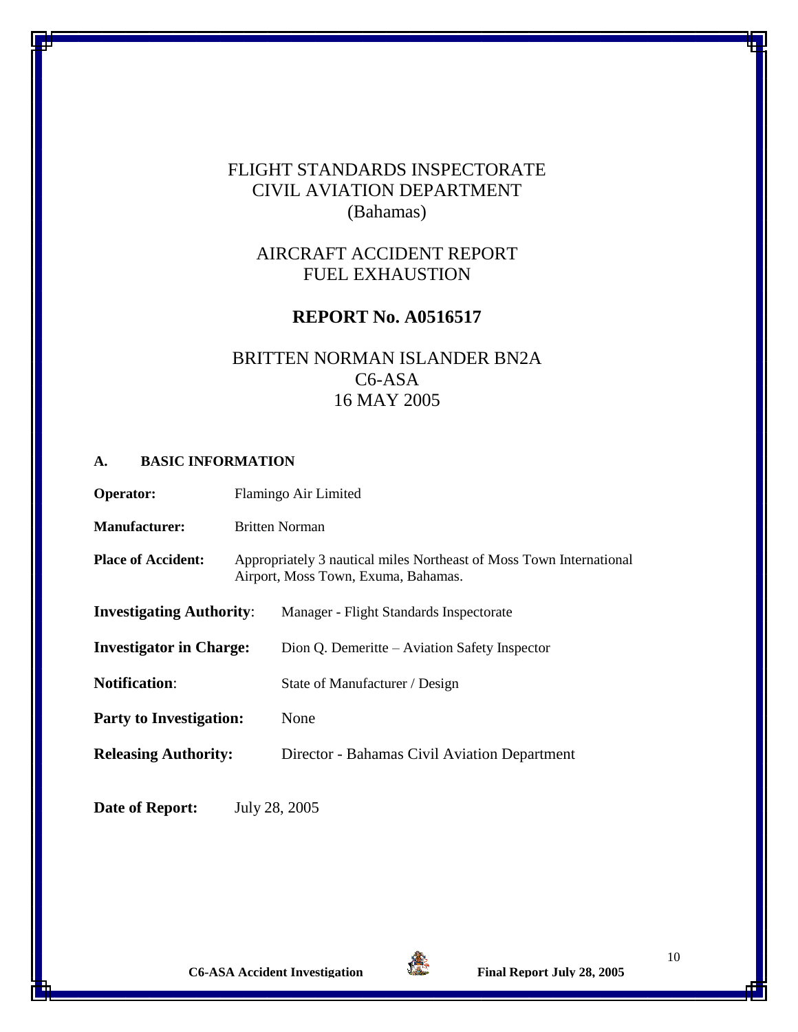# FLIGHT STANDARDS INSPECTORATE
# CIVIL AVIATION DEPARTMENT
# (Bahamas)

## AIRCRAFT ACCIDENT REPORT
## FUEL EXHAUSTION

## REPORT No. A0516517

## BRITTEN NORMAN ISLANDER BN2A
## C6-ASA
## 16 MAY 2005

**A. BASIC INFORMATION**

**Operator:** Flamingo Air Limited

**Manufacturer:** Britten Norman

**Place of Accident:** Appropriately 3 nautical miles Northeast of Moss Town International Airport, Moss Town, Exuma, Bahamas.

**Investigating Authority**: Manager - Flight Standards Inspectorate

**Investigator in Charge:** Dion Q. Demeritte – Aviation Safety Inspector

**Notification**: State of Manufacturer / Design

**Party to Investigation:** None

**Releasing Authority:** Director - Bahamas Civil Aviation Department

**Date of Report:** July 28, 2005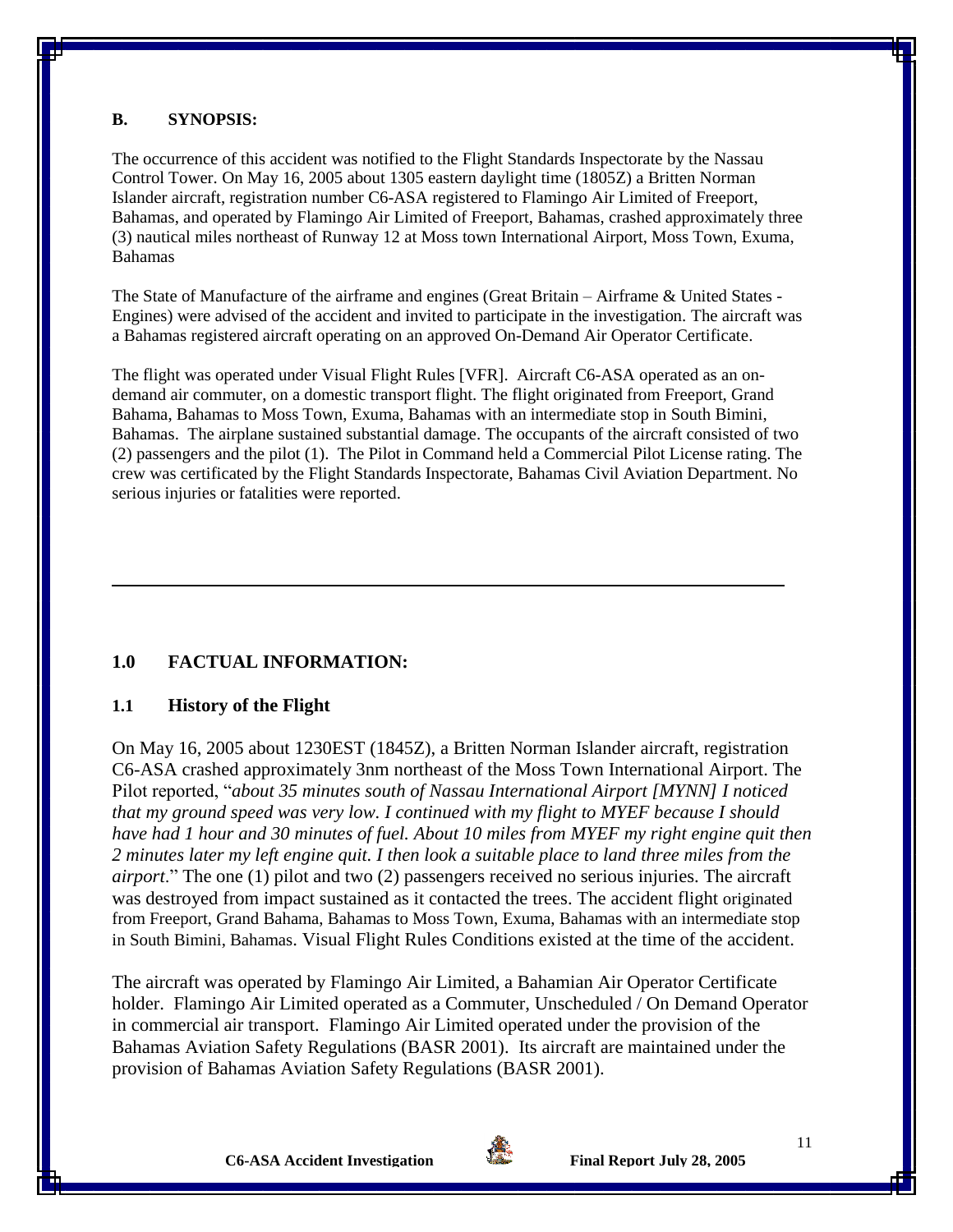**B. SYNOPSIS:**

The occurrence of this accident was notified to the Flight Standards Inspectorate by the Nassau Control Tower. On May 16, 2005 about 1305 eastern daylight time (1805Z) a Britten Norman Islander aircraft, registration number C6-ASA registered to Flamingo Air Limited of Freeport, Bahamas, and operated by Flamingo Air Limited of Freeport, Bahamas, crashed approximately three (3) nautical miles northeast of Runway 12 at Moss town International Airport, Moss Town, Exuma, Bahamas

The State of Manufacture of the airframe and engines (Great Britain – Airframe & United States - Engines) were advised of the accident and invited to participate in the investigation. The aircraft was a Bahamas registered aircraft operating on an approved On-Demand Air Operator Certificate.

The flight was operated under Visual Flight Rules [VFR]. Aircraft C6-ASA operated as an on-demand air commuter, on a domestic transport flight. The flight originated from Freeport, Grand Bahama, Bahamas to Moss Town, Exuma, Bahamas with an intermediate stop in South Bimini, Bahamas. The airplane sustained substantial damage. The occupants of the aircraft consisted of two (2) passengers and the pilot (1). The Pilot in Command held a Commercial Pilot License rating. The crew was certificated by the Flight Standards Inspectorate, Bahamas Civil Aviation Department. No serious injuries or fatalities were reported.

---

## 1.0 FACTUAL INFORMATION:

### 1.1 History of the Flight

On May 16, 2005 about 1230EST (1845Z), a Britten Norman Islander aircraft, registration C6-ASA crashed approximately 3nm northeast of the Moss Town International Airport. The Pilot reported, "*about 35 minutes south of Nassau International Airport [MYNN] I noticed that my ground speed was very low. I continued with my flight to MYEF because I should have had 1 hour and 30 minutes of fuel. About 10 miles from MYEF my right engine quit then 2 minutes later my left engine quit. I then look a suitable place to land three miles from the airport*." The one (1) pilot and two (2) passengers received no serious injuries. The aircraft was destroyed from impact sustained as it contacted the trees. The accident flight originated from Freeport, Grand Bahama, Bahamas to Moss Town, Exuma, Bahamas with an intermediate stop in South Bimini, Bahamas. Visual Flight Rules Conditions existed at the time of the accident.

The aircraft was operated by Flamingo Air Limited, a Bahamian Air Operator Certificate holder. Flamingo Air Limited operated as a Commuter, Unscheduled / On Demand Operator in commercial air transport. Flamingo Air Limited operated under the provision of the Bahamas Aviation Safety Regulations (BASR 2001). Its aircraft are maintained under the provision of Bahamas Aviation Safety Regulations (BASR 2001).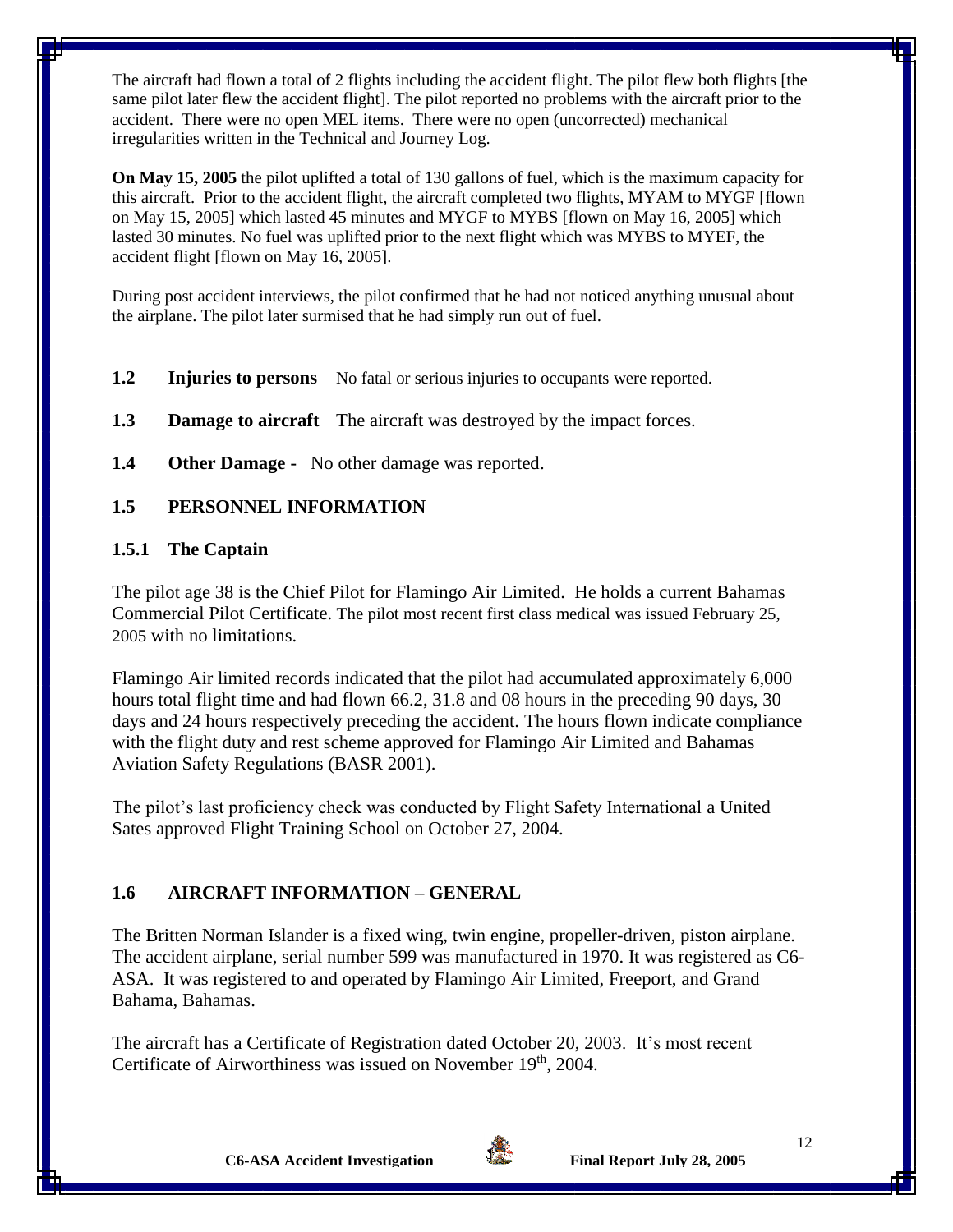The aircraft had flown a total of 2 flights including the accident flight. The pilot flew both flights [the same pilot later flew the accident flight]. The pilot reported no problems with the aircraft prior to the accident. There were no open MEL items. There were no open (uncorrected) mechanical irregularities written in the Technical and Journey Log.

**On May 15, 2005** the pilot uplifted a total of 130 gallons of fuel, which is the maximum capacity for this aircraft. Prior to the accident flight, the aircraft completed two flights, MYAM to MYGF [flown on May 15, 2005] which lasted 45 minutes and MYGF to MYBS [flown on May 16, 2005] which lasted 30 minutes. No fuel was uplifted prior to the next flight which was MYBS to MYEF, the accident flight [flown on May 16, 2005].

During post accident interviews, the pilot confirmed that he had not noticed anything unusual about the airplane. The pilot later surmised that he had simply run out of fuel.

**1.2 Injuries to persons** No fatal or serious injuries to occupants were reported.

**1.3 Damage to aircraft** The aircraft was destroyed by the impact forces.

**1.4 Other Damage -** No other damage was reported.

## 1.5 PERSONNEL INFORMATION

### 1.5.1 The Captain

The pilot age 38 is the Chief Pilot for Flamingo Air Limited. He holds a current Bahamas Commercial Pilot Certificate. The pilot most recent first class medical was issued February 25, 2005 with no limitations.

Flamingo Air limited records indicated that the pilot had accumulated approximately 6,000 hours total flight time and had flown 66.2, 31.8 and 08 hours in the preceding 90 days, 30 days and 24 hours respectively preceding the accident. The hours flown indicate compliance with the flight duty and rest scheme approved for Flamingo Air Limited and Bahamas Aviation Safety Regulations (BASR 2001).

The pilot's last proficiency check was conducted by Flight Safety International a United Sates approved Flight Training School on October 27, 2004.

## 1.6 AIRCRAFT INFORMATION – GENERAL

The Britten Norman Islander is a fixed wing, twin engine, propeller-driven, piston airplane. The accident airplane, serial number 599 was manufactured in 1970. It was registered as C6-ASA. It was registered to and operated by Flamingo Air Limited, Freeport, and Grand Bahama, Bahamas.

The aircraft has a Certificate of Registration dated October 20, 2003. It's most recent Certificate of Airworthiness was issued on November 19th, 2004.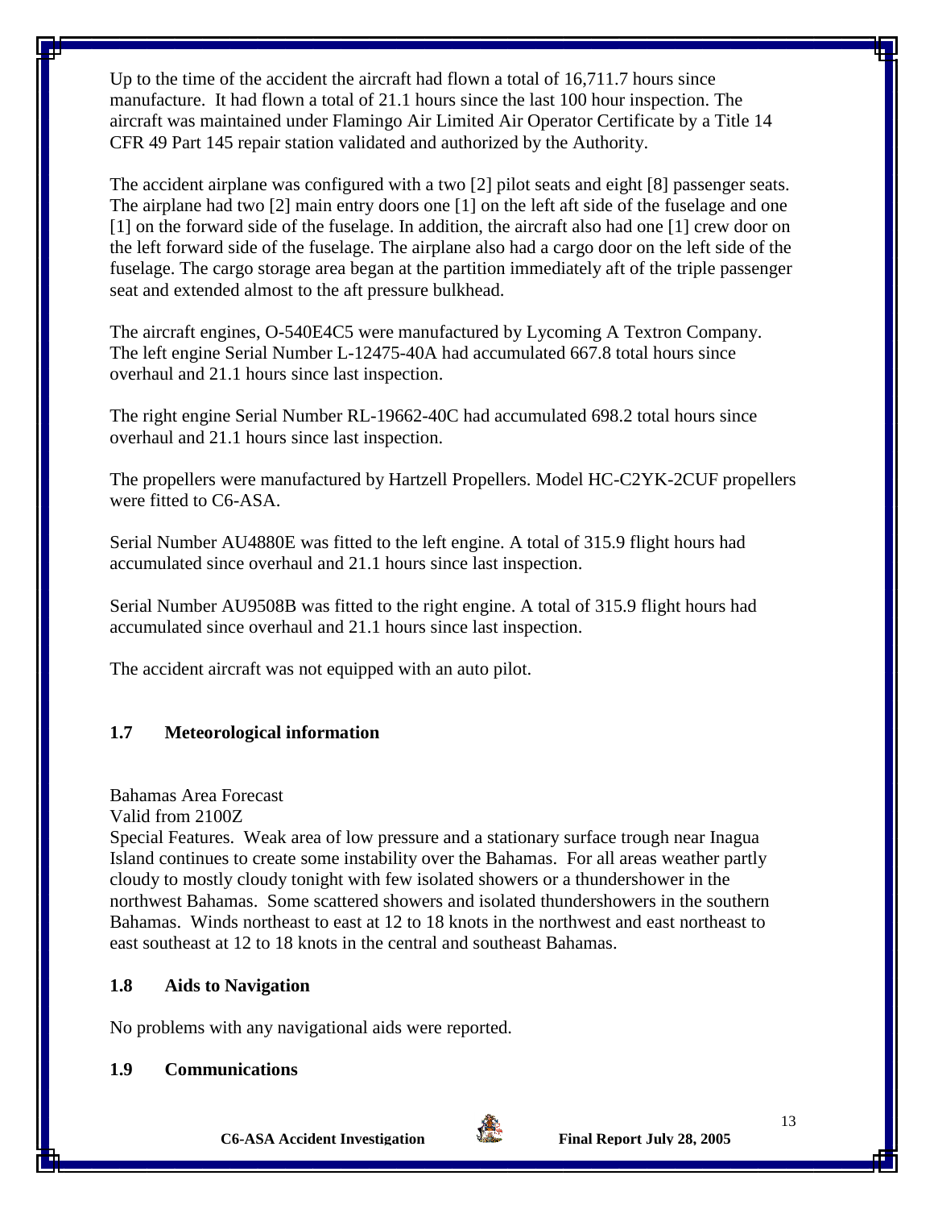Up to the time of the accident the aircraft had flown a total of 16,711.7 hours since manufacture. It had flown a total of 21.1 hours since the last 100 hour inspection. The aircraft was maintained under Flamingo Air Limited Air Operator Certificate by a Title 14 CFR 49 Part 145 repair station validated and authorized by the Authority.

The accident airplane was configured with a two [2] pilot seats and eight [8] passenger seats. The airplane had two [2] main entry doors one [1] on the left aft side of the fuselage and one [1] on the forward side of the fuselage. In addition, the aircraft also had one [1] crew door on the left forward side of the fuselage. The airplane also had a cargo door on the left side of the fuselage. The cargo storage area began at the partition immediately aft of the triple passenger seat and extended almost to the aft pressure bulkhead.

The aircraft engines, O-540E4C5 were manufactured by Lycoming A Textron Company. The left engine Serial Number L-12475-40A had accumulated 667.8 total hours since overhaul and 21.1 hours since last inspection.

The right engine Serial Number RL-19662-40C had accumulated 698.2 total hours since overhaul and 21.1 hours since last inspection.

The propellers were manufactured by Hartzell Propellers. Model HC-C2YK-2CUF propellers were fitted to C6-ASA.

Serial Number AU4880E was fitted to the left engine. A total of 315.9 flight hours had accumulated since overhaul and 21.1 hours since last inspection.

Serial Number AU9508B was fitted to the right engine. A total of 315.9 flight hours had accumulated since overhaul and 21.1 hours since last inspection.

The accident aircraft was not equipped with an auto pilot.

## 1.7 Meteorological information

Bahamas Area Forecast
Valid from 2100Z
Special Features. Weak area of low pressure and a stationary surface trough near Inagua Island continues to create some instability over the Bahamas. For all areas weather partly cloudy to mostly cloudy tonight with few isolated showers or a thundershower in the northwest Bahamas. Some scattered showers and isolated thundershowers in the southern Bahamas. Winds northeast to east at 12 to 18 knots in the northwest and east northeast to east southeast at 12 to 18 knots in the central and southeast Bahamas.

## 1.8 Aids to Navigation

No problems with any navigational aids were reported.

## 1.9 Communications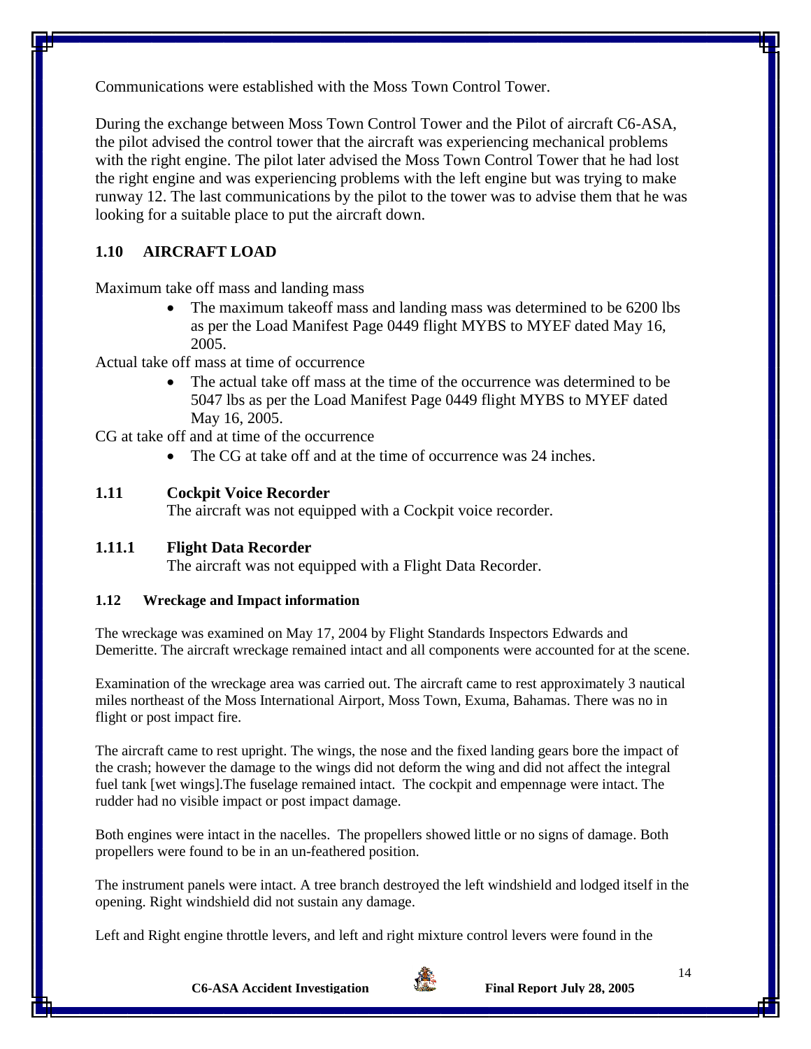Communications were established with the Moss Town Control Tower.

During the exchange between Moss Town Control Tower and the Pilot of aircraft C6-ASA, the pilot advised the control tower that the aircraft was experiencing mechanical problems with the right engine. The pilot later advised the Moss Town Control Tower that he had lost the right engine and was experiencing problems with the left engine but was trying to make runway 12. The last communications by the pilot to the tower was to advise them that he was looking for a suitable place to put the aircraft down.

## 1.10 AIRCRAFT LOAD

Maximum take off mass and landing mass

- The maximum takeoff mass and landing mass was determined to be 6200 lbs as per the Load Manifest Page 0449 flight MYBS to MYEF dated May 16, 2005.

Actual take off mass at time of occurrence

- The actual take off mass at the time of the occurrence was determined to be 5047 lbs as per the Load Manifest Page 0449 flight MYBS to MYEF dated May 16, 2005.

CG at take off and at time of the occurrence

- The CG at take off and at the time of occurrence was 24 inches.

## 1.11 Cockpit Voice Recorder

The aircraft was not equipped with a Cockpit voice recorder.

### 1.11.1 Flight Data Recorder

The aircraft was not equipped with a Flight Data Recorder.

## 1.12 Wreckage and Impact information

The wreckage was examined on May 17, 2004 by Flight Standards Inspectors Edwards and Demeritte. The aircraft wreckage remained intact and all components were accounted for at the scene.

Examination of the wreckage area was carried out. The aircraft came to rest approximately 3 nautical miles northeast of the Moss International Airport, Moss Town, Exuma, Bahamas. There was no in flight or post impact fire.

The aircraft came to rest upright. The wings, the nose and the fixed landing gears bore the impact of the crash; however the damage to the wings did not deform the wing and did not affect the integral fuel tank [wet wings].The fuselage remained intact. The cockpit and empennage were intact. The rudder had no visible impact or post impact damage.

Both engines were intact in the nacelles. The propellers showed little or no signs of damage. Both propellers were found to be in an un-feathered position.

The instrument panels were intact. A tree branch destroyed the left windshield and lodged itself in the opening. Right windshield did not sustain any damage.

Left and Right engine throttle levers, and left and right mixture control levers were found in the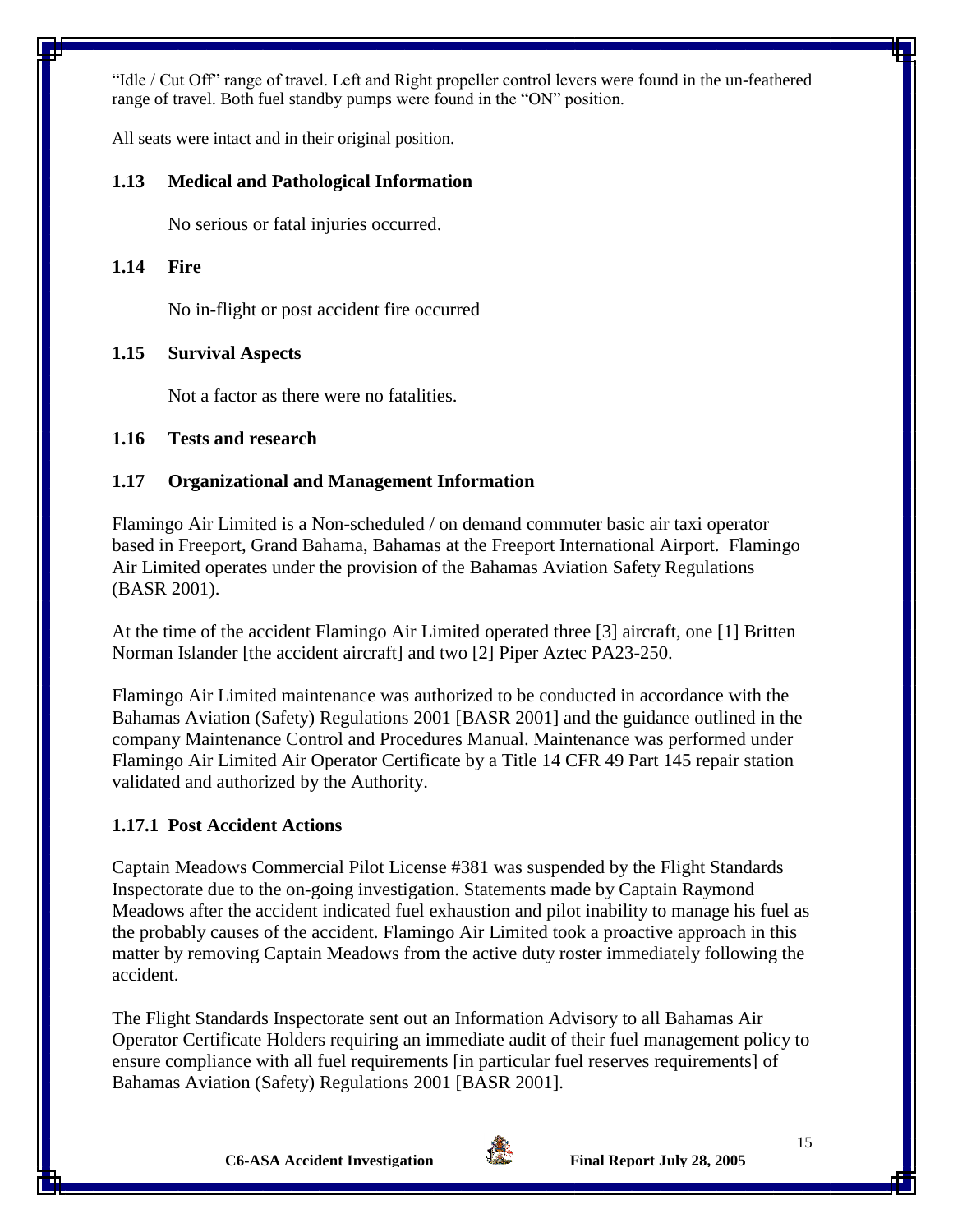"Idle / Cut Off" range of travel. Left and Right propeller control levers were found in the un-feathered range of travel. Both fuel standby pumps were found in the "ON" position.

All seats were intact and in their original position.

### 1.13 Medical and Pathological Information

No serious or fatal injuries occurred.

### 1.14 Fire

No in-flight or post accident fire occurred

### 1.15 Survival Aspects

Not a factor as there were no fatalities.

### 1.16 Tests and research

### 1.17 Organizational and Management Information

Flamingo Air Limited is a Non-scheduled / on demand commuter basic air taxi operator based in Freeport, Grand Bahama, Bahamas at the Freeport International Airport. Flamingo Air Limited operates under the provision of the Bahamas Aviation Safety Regulations (BASR 2001).

At the time of the accident Flamingo Air Limited operated three [3] aircraft, one [1] Britten Norman Islander [the accident aircraft] and two [2] Piper Aztec PA23-250.

Flamingo Air Limited maintenance was authorized to be conducted in accordance with the Bahamas Aviation (Safety) Regulations 2001 [BASR 2001] and the guidance outlined in the company Maintenance Control and Procedures Manual. Maintenance was performed under Flamingo Air Limited Air Operator Certificate by a Title 14 CFR 49 Part 145 repair station validated and authorized by the Authority.

#### 1.17.1 Post Accident Actions

Captain Meadows Commercial Pilot License #381 was suspended by the Flight Standards Inspectorate due to the on-going investigation. Statements made by Captain Raymond Meadows after the accident indicated fuel exhaustion and pilot inability to manage his fuel as the probably causes of the accident. Flamingo Air Limited took a proactive approach in this matter by removing Captain Meadows from the active duty roster immediately following the accident.

The Flight Standards Inspectorate sent out an Information Advisory to all Bahamas Air Operator Certificate Holders requiring an immediate audit of their fuel management policy to ensure compliance with all fuel requirements [in particular fuel reserves requirements] of Bahamas Aviation (Safety) Regulations 2001 [BASR 2001].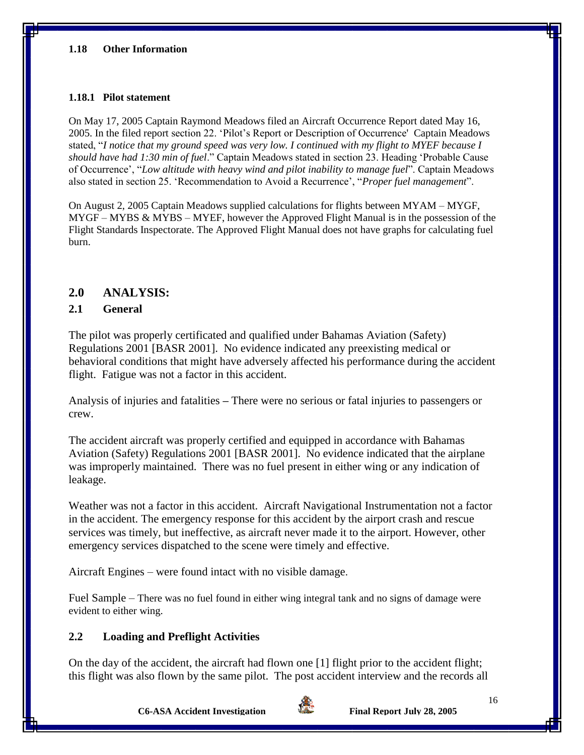### 1.18 Other Information

#### 1.18.1 Pilot statement

On May 17, 2005 Captain Raymond Meadows filed an Aircraft Occurrence Report dated May 16, 2005. In the filed report section 22. 'Pilot's Report or Description of Occurrence' Captain Meadows stated, "*I notice that my ground speed was very low. I continued with my flight to MYEF because I should have had 1:30 min of fuel*." Captain Meadows stated in section 23. Heading 'Probable Cause of Occurrence', "*Low altitude with heavy wind and pilot inability to manage fuel*". Captain Meadows also stated in section 25. 'Recommendation to Avoid a Recurrence', "*Proper fuel management*".

On August 2, 2005 Captain Meadows supplied calculations for flights between MYAM – MYGF, MYGF – MYBS & MYBS – MYEF, however the Approved Flight Manual is in the possession of the Flight Standards Inspectorate. The Approved Flight Manual does not have graphs for calculating fuel burn.

## 2.0 ANALYSIS:

### 2.1 General

The pilot was properly certificated and qualified under Bahamas Aviation (Safety) Regulations 2001 [BASR 2001]. No evidence indicated any preexisting medical or behavioral conditions that might have adversely affected his performance during the accident flight. Fatigue was not a factor in this accident.

Analysis of injuries and fatalities – There were no serious or fatal injuries to passengers or crew.

The accident aircraft was properly certified and equipped in accordance with Bahamas Aviation (Safety) Regulations 2001 [BASR 2001]. No evidence indicated that the airplane was improperly maintained. There was no fuel present in either wing or any indication of leakage.

Weather was not a factor in this accident. Aircraft Navigational Instrumentation not a factor in the accident. The emergency response for this accident by the airport crash and rescue services was timely, but ineffective, as aircraft never made it to the airport. However, other emergency services dispatched to the scene were timely and effective.

Aircraft Engines – were found intact with no visible damage.

Fuel Sample – There was no fuel found in either wing integral tank and no signs of damage were evident to either wing.

### 2.2 Loading and Preflight Activities

On the day of the accident, the aircraft had flown one [1] flight prior to the accident flight; this flight was also flown by the same pilot. The post accident interview and the records all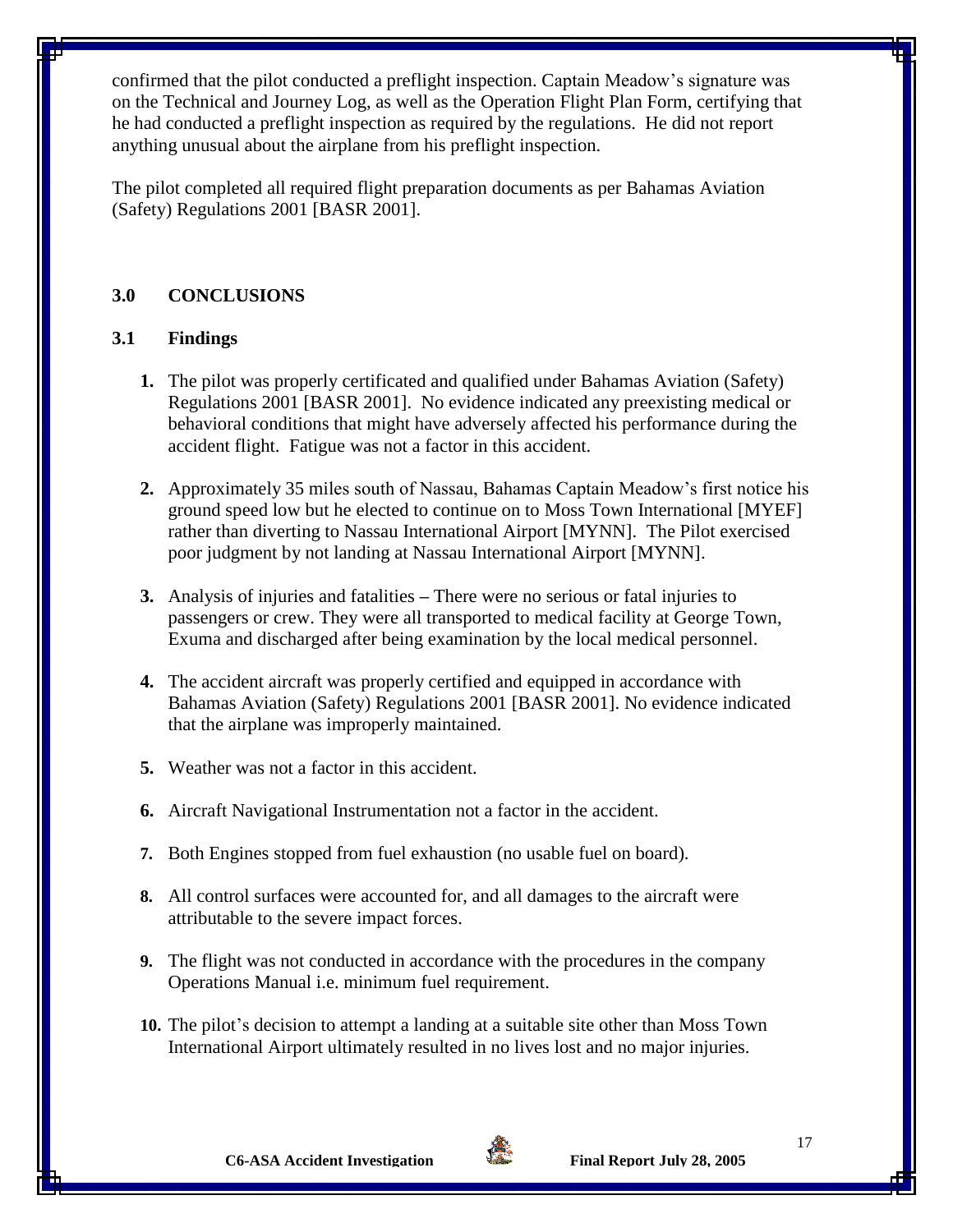confirmed that the pilot conducted a preflight inspection. Captain Meadow's signature was on the Technical and Journey Log, as well as the Operation Flight Plan Form, certifying that he had conducted a preflight inspection as required by the regulations. He did not report anything unusual about the airplane from his preflight inspection.

The pilot completed all required flight preparation documents as per Bahamas Aviation (Safety) Regulations 2001 [BASR 2001].

## 3.0 CONCLUSIONS

### 3.1 Findings

1. The pilot was properly certificated and qualified under Bahamas Aviation (Safety) Regulations 2001 [BASR 2001]. No evidence indicated any preexisting medical or behavioral conditions that might have adversely affected his performance during the accident flight. Fatigue was not a factor in this accident.
2. Approximately 35 miles south of Nassau, Bahamas Captain Meadow's first notice his ground speed low but he elected to continue on to Moss Town International [MYEF] rather than diverting to Nassau International Airport [MYNN]. The Pilot exercised poor judgment by not landing at Nassau International Airport [MYNN].
3. Analysis of injuries and fatalities – There were no serious or fatal injuries to passengers or crew. They were all transported to medical facility at George Town, Exuma and discharged after being examination by the local medical personnel.
4. The accident aircraft was properly certified and equipped in accordance with Bahamas Aviation (Safety) Regulations 2001 [BASR 2001]. No evidence indicated that the airplane was improperly maintained.
5. Weather was not a factor in this accident.
6. Aircraft Navigational Instrumentation not a factor in the accident.
7. Both Engines stopped from fuel exhaustion (no usable fuel on board).
8. All control surfaces were accounted for, and all damages to the aircraft were attributable to the severe impact forces.
9. The flight was not conducted in accordance with the procedures in the company Operations Manual i.e. minimum fuel requirement.
10. The pilot's decision to attempt a landing at a suitable site other than Moss Town International Airport ultimately resulted in no lives lost and no major injuries.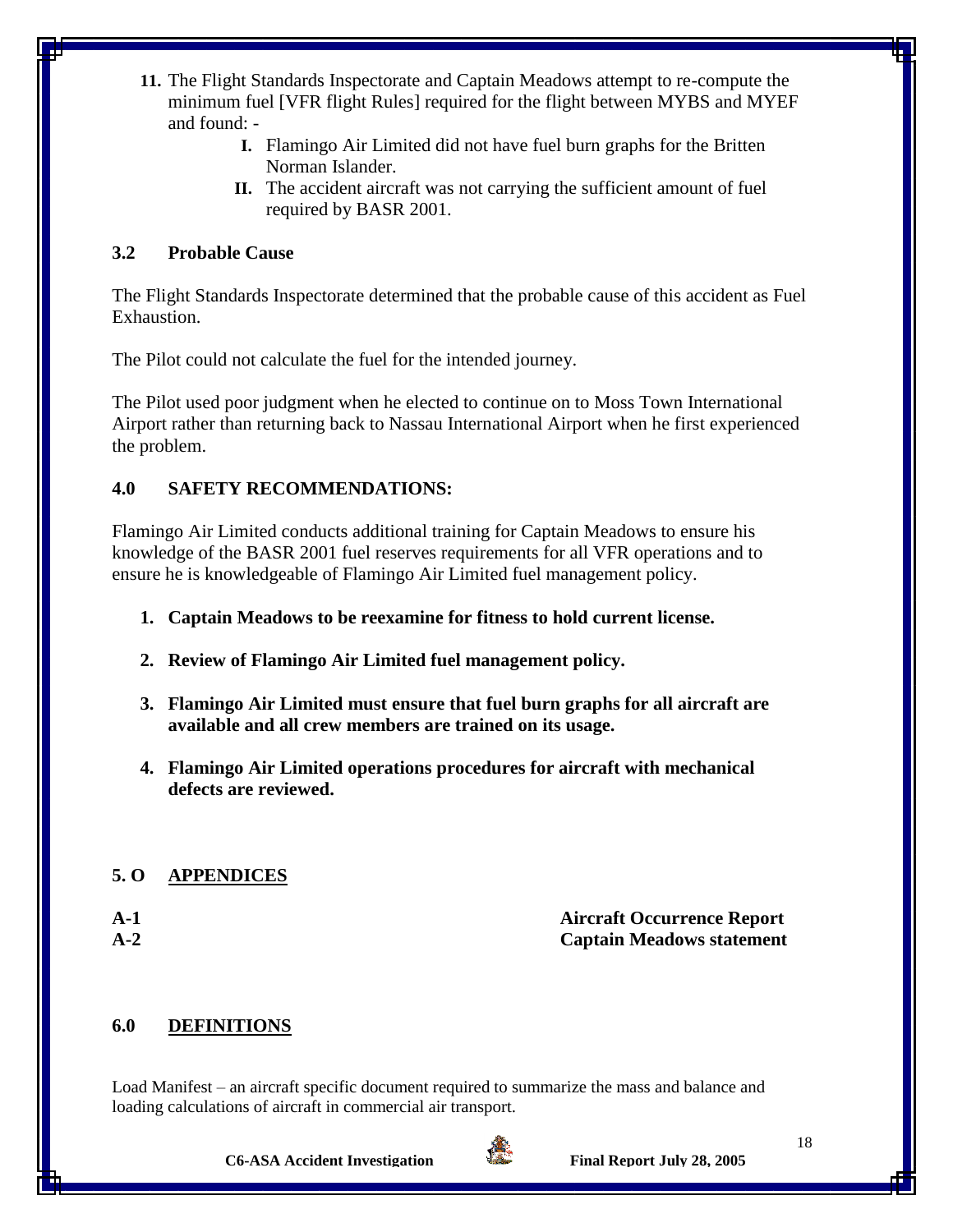11. The Flight Standards Inspectorate and Captain Meadows attempt to re-compute the minimum fuel [VFR flight Rules] required for the flight between MYBS and MYEF and found: -
    - **I.** Flamingo Air Limited did not have fuel burn graphs for the Britten Norman Islander.
    - **II.** The accident aircraft was not carrying the sufficient amount of fuel required by BASR 2001.

### 3.2 Probable Cause

The Flight Standards Inspectorate determined that the probable cause of this accident as Fuel Exhaustion.

The Pilot could not calculate the fuel for the intended journey.

The Pilot used poor judgment when he elected to continue on to Moss Town International Airport rather than returning back to Nassau International Airport when he first experienced the problem.

## 4.0 SAFETY RECOMMENDATIONS:

Flamingo Air Limited conducts additional training for Captain Meadows to ensure his knowledge of the BASR 2001 fuel reserves requirements for all VFR operations and to ensure he is knowledgeable of Flamingo Air Limited fuel management policy.

1. **Captain Meadows to be reexamine for fitness to hold current license.**
2. **Review of Flamingo Air Limited fuel management policy.**
3. **Flamingo Air Limited must ensure that fuel burn graphs for all aircraft are available and all crew members are trained on its usage.**
4. **Flamingo Air Limited operations procedures for aircraft with mechanical defects are reviewed.**

## 5. O APPENDICES

| | |
|---|---|
| **A-1** | **Aircraft Occurrence Report** |
| **A-2** | **Captain Meadows statement** |

## 6.0 DEFINITIONS

Load Manifest – an aircraft specific document required to summarize the mass and balance and loading calculations of aircraft in commercial air transport.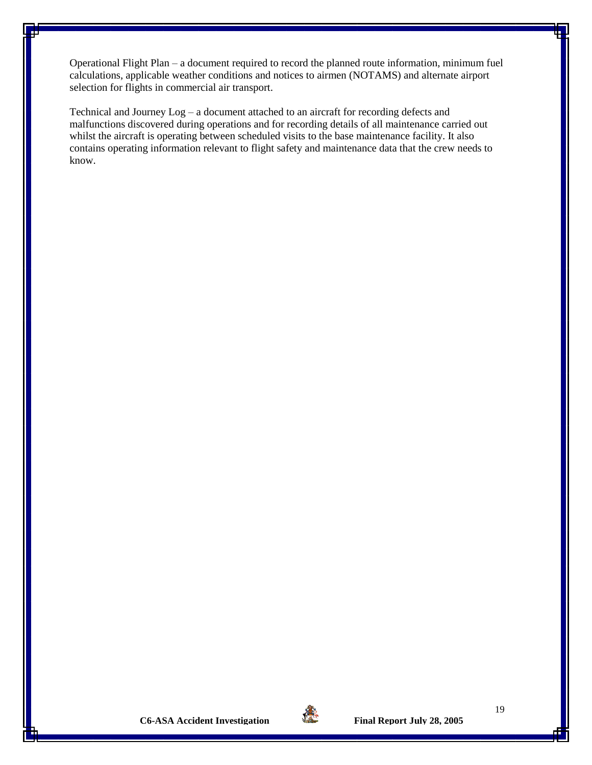Operational Flight Plan – a document required to record the planned route information, minimum fuel calculations, applicable weather conditions and notices to airmen (NOTAMS) and alternate airport selection for flights in commercial air transport.

Technical and Journey Log – a document attached to an aircraft for recording defects and malfunctions discovered during operations and for recording details of all maintenance carried out whilst the aircraft is operating between scheduled visits to the base maintenance facility. It also contains operating information relevant to flight safety and maintenance data that the crew needs to know.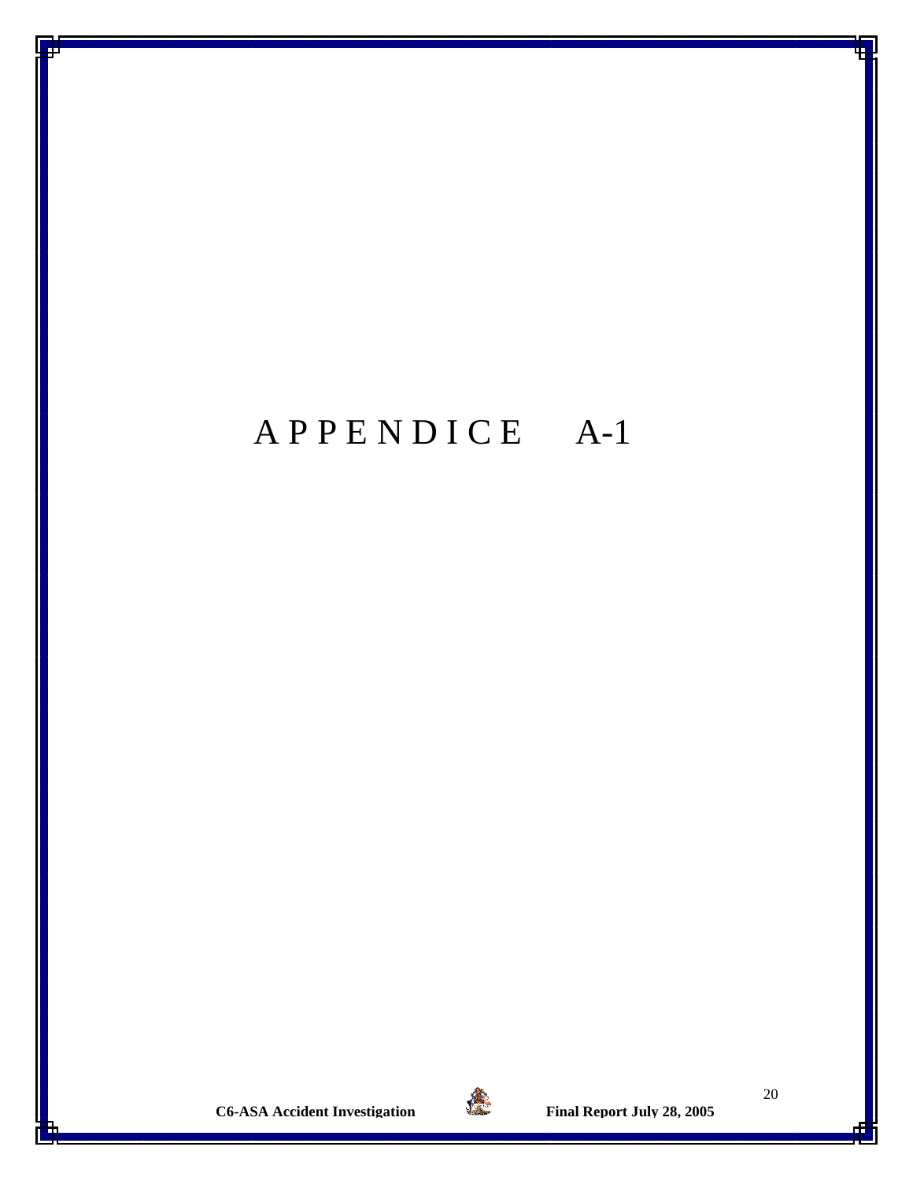# A P P E N D I C E A-1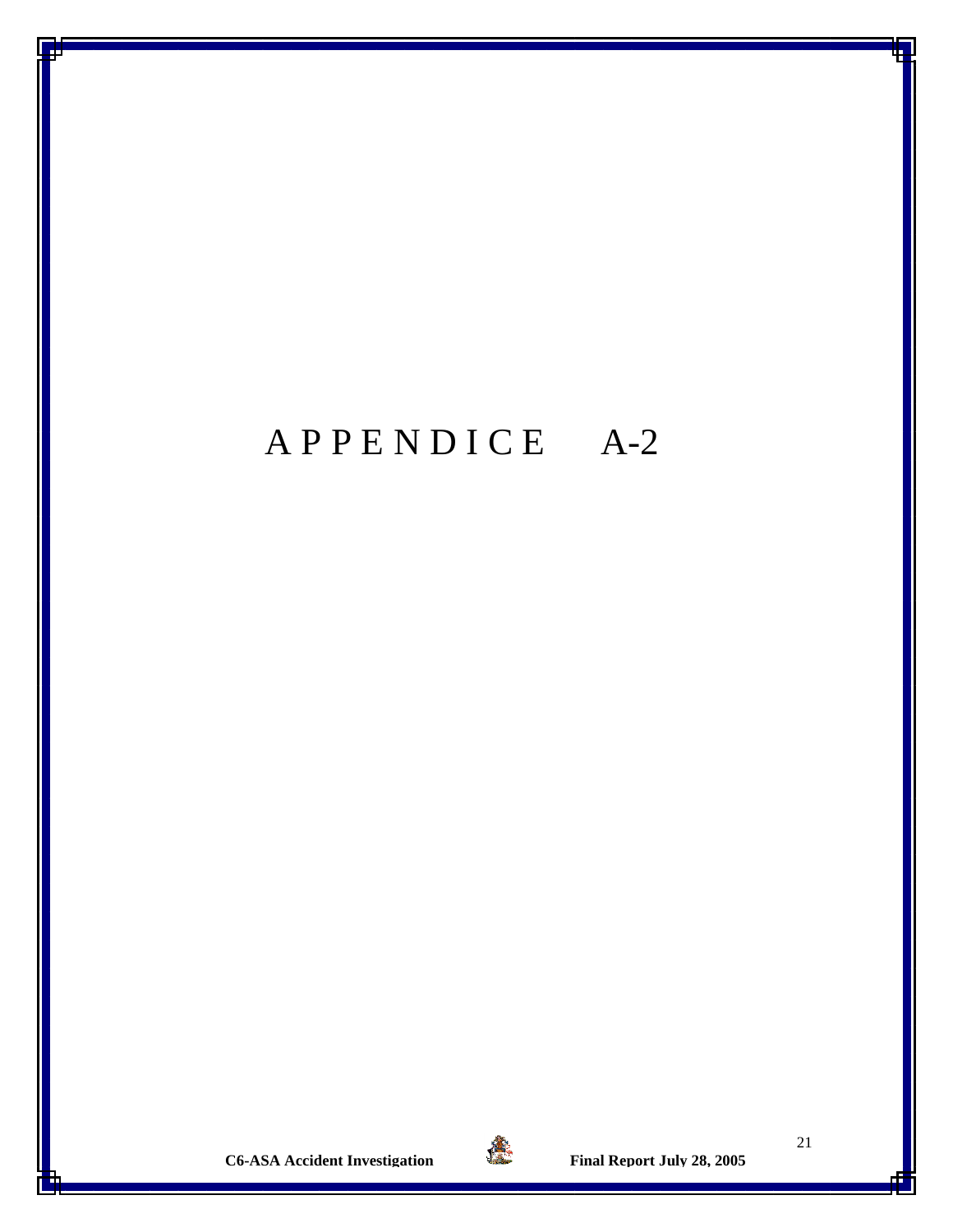# APPENDICE A-2